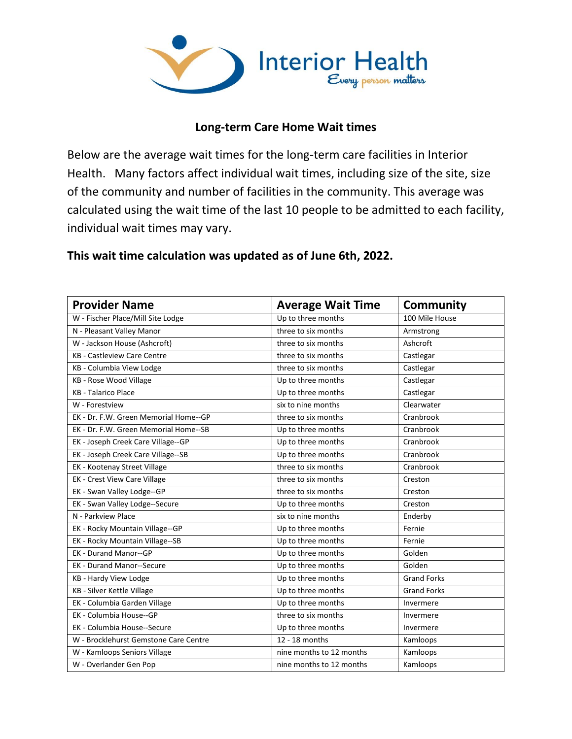## Long-term Care Home Wait times

Below are the average wait times for the long-term care facilities in Interior Health. Many factors affect individual wait times, including size of the site, size of the community and number of facilities in the community. This average was calculated using the wait time of the last 10 people to be admitted to each facility, individual wait times may vary.

**This wait time calculation was updated as of June 6th, 2022.**

| Provider Name | Average Wait Time | Community |
|---|---|---|
| W - Fischer Place/Mill Site Lodge | Up to three months | 100 Mile House |
| N - Pleasant Valley Manor | three to six months | Armstrong |
| W - Jackson House (Ashcroft) | three to six months | Ashcroft |
| KB - Castleview Care Centre | three to six months | Castlegar |
| KB - Columbia View Lodge | three to six months | Castlegar |
| KB - Rose Wood Village | Up to three months | Castlegar |
| KB - Talarico Place | Up to three months | Castlegar |
| W - Forestview | six to nine months | Clearwater |
| EK - Dr. F.W. Green Memorial Home--GP | three to six months | Cranbrook |
| EK - Dr. F.W. Green Memorial Home--SB | Up to three months | Cranbrook |
| EK - Joseph Creek Care Village--GP | Up to three months | Cranbrook |
| EK - Joseph Creek Care Village--SB | Up to three months | Cranbrook |
| EK - Kootenay Street Village | three to six months | Cranbrook |
| EK - Crest View Care Village | three to six months | Creston |
| EK - Swan Valley Lodge--GP | three to six months | Creston |
| EK - Swan Valley Lodge--Secure | Up to three months | Creston |
| N - Parkview Place | six to nine months | Enderby |
| EK - Rocky Mountain Village--GP | Up to three months | Fernie |
| EK - Rocky Mountain Village--SB | Up to three months | Fernie |
| EK - Durand Manor--GP | Up to three months | Golden |
| EK - Durand Manor--Secure | Up to three months | Golden |
| KB - Hardy View Lodge | Up to three months | Grand Forks |
| KB - Silver Kettle Village | Up to three months | Grand Forks |
| EK - Columbia Garden Village | Up to three months | Invermere |
| EK - Columbia House--GP | three to six months | Invermere |
| EK - Columbia House--Secure | Up to three months | Invermere |
| W - Brocklehurst Gemstone Care Centre | 12 - 18 months | Kamloops |
| W - Kamloops Seniors Village | nine months to 12 months | Kamloops |
| W - Overlander Gen Pop | nine months to 12 months | Kamloops |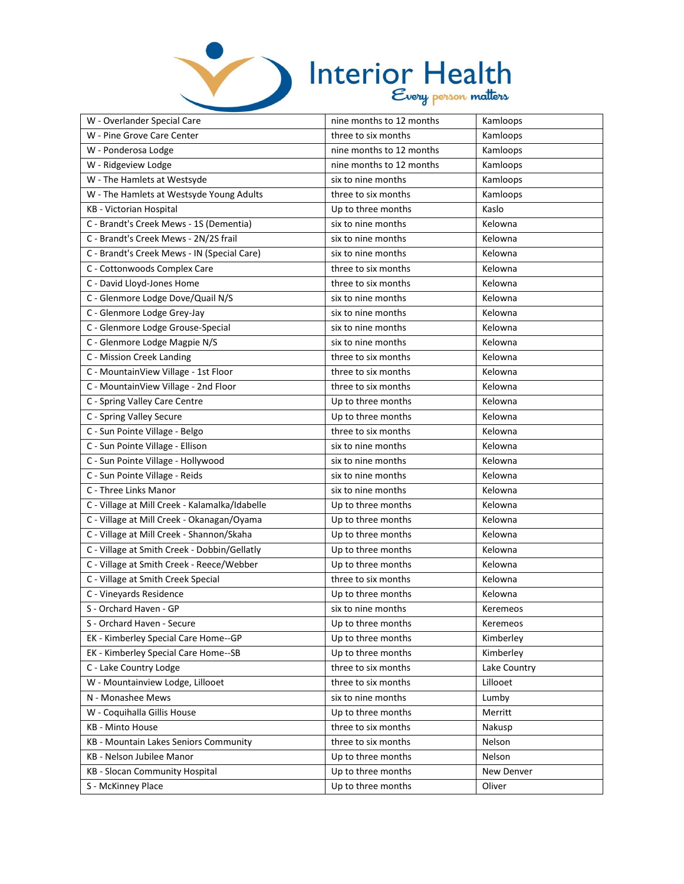| W - Overlander Special Care | nine months to 12 months | Kamloops |
|---|---|---|
| W - Pine Grove Care Center | three to six months | Kamloops |
| W - Ponderosa Lodge | nine months to 12 months | Kamloops |
| W - Ridgeview Lodge | nine months to 12 months | Kamloops |
| W - The Hamlets at Westsyde | six to nine months | Kamloops |
| W - The Hamlets at Westsyde Young Adults | three to six months | Kamloops |
| KB - Victorian Hospital | Up to three months | Kaslo |
| C - Brandt's Creek Mews - 1S (Dementia) | six to nine months | Kelowna |
| C - Brandt's Creek Mews - 2N/2S frail | six to nine months | Kelowna |
| C - Brandt's Creek Mews - IN (Special Care) | six to nine months | Kelowna |
| C - Cottonwoods Complex Care | three to six months | Kelowna |
| C - David Lloyd-Jones Home | three to six months | Kelowna |
| C - Glenmore Lodge Dove/Quail N/S | six to nine months | Kelowna |
| C - Glenmore Lodge Grey-Jay | six to nine months | Kelowna |
| C - Glenmore Lodge Grouse-Special | six to nine months | Kelowna |
| C - Glenmore Lodge Magpie N/S | six to nine months | Kelowna |
| C - Mission Creek Landing | three to six months | Kelowna |
| C - MountainView Village - 1st Floor | three to six months | Kelowna |
| C - MountainView Village - 2nd Floor | three to six months | Kelowna |
| C - Spring Valley Care Centre | Up to three months | Kelowna |
| C - Spring Valley Secure | Up to three months | Kelowna |
| C - Sun Pointe Village - Belgo | three to six months | Kelowna |
| C - Sun Pointe Village - Ellison | six to nine months | Kelowna |
| C - Sun Pointe Village - Hollywood | six to nine months | Kelowna |
| C - Sun Pointe Village - Reids | six to nine months | Kelowna |
| C - Three Links Manor | six to nine months | Kelowna |
| C - Village at Mill Creek - Kalamalka/Idabelle | Up to three months | Kelowna |
| C - Village at Mill Creek - Okanagan/Oyama | Up to three months | Kelowna |
| C - Village at Mill Creek - Shannon/Skaha | Up to three months | Kelowna |
| C - Village at Smith Creek - Dobbin/Gellatly | Up to three months | Kelowna |
| C - Village at Smith Creek - Reece/Webber | Up to three months | Kelowna |
| C - Village at Smith Creek Special | three to six months | Kelowna |
| C - Vineyards Residence | Up to three months | Kelowna |
| S - Orchard Haven - GP | six to nine months | Keremeos |
| S - Orchard Haven - Secure | Up to three months | Keremeos |
| EK - Kimberley Special Care Home--GP | Up to three months | Kimberley |
| EK - Kimberley Special Care Home--SB | Up to three months | Kimberley |
| C - Lake Country Lodge | three to six months | Lake Country |
| W - Mountainview Lodge, Lillooet | three to six months | Lillooet |
| N - Monashee Mews | six to nine months | Lumby |
| W - Coquihalla Gillis House | Up to three months | Merritt |
| KB - Minto House | three to six months | Nakusp |
| KB - Mountain Lakes Seniors Community | three to six months | Nelson |
| KB - Nelson Jubilee Manor | Up to three months | Nelson |
| KB - Slocan Community Hospital | Up to three months | New Denver |
| S - McKinney Place | Up to three months | Oliver |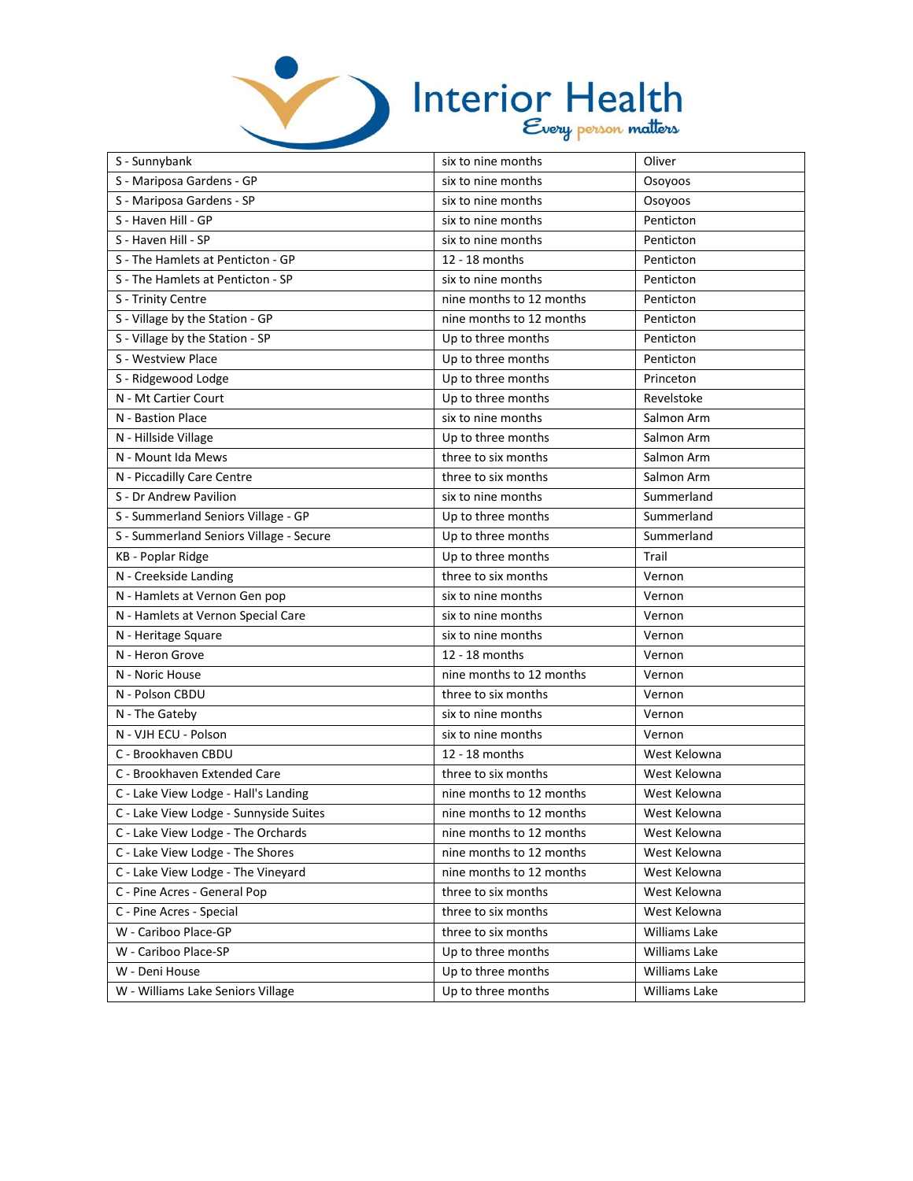| | | |
|---|---|---|
| S - Sunnybank | six to nine months | Oliver |
| S - Mariposa Gardens - GP | six to nine months | Osoyoos |
| S - Mariposa Gardens - SP | six to nine months | Osoyoos |
| S - Haven Hill - GP | six to nine months | Penticton |
| S - Haven Hill - SP | six to nine months | Penticton |
| S - The Hamlets at Penticton - GP | 12 - 18 months | Penticton |
| S - The Hamlets at Penticton - SP | six to nine months | Penticton |
| S - Trinity Centre | nine months to 12 months | Penticton |
| S - Village by the Station - GP | nine months to 12 months | Penticton |
| S - Village by the Station - SP | Up to three months | Penticton |
| S - Westview Place | Up to three months | Penticton |
| S - Ridgewood Lodge | Up to three months | Princeton |
| N - Mt Cartier Court | Up to three months | Revelstoke |
| N - Bastion Place | six to nine months | Salmon Arm |
| N - Hillside Village | Up to three months | Salmon Arm |
| N - Mount Ida Mews | three to six months | Salmon Arm |
| N - Piccadilly Care Centre | three to six months | Salmon Arm |
| S - Dr Andrew Pavilion | six to nine months | Summerland |
| S - Summerland Seniors Village - GP | Up to three months | Summerland |
| S - Summerland Seniors Village - Secure | Up to three months | Summerland |
| KB - Poplar Ridge | Up to three months | Trail |
| N - Creekside Landing | three to six months | Vernon |
| N - Hamlets at Vernon Gen pop | six to nine months | Vernon |
| N - Hamlets at Vernon Special Care | six to nine months | Vernon |
| N - Heritage Square | six to nine months | Vernon |
| N - Heron Grove | 12 - 18 months | Vernon |
| N - Noric House | nine months to 12 months | Vernon |
| N - Polson CBDU | three to six months | Vernon |
| N - The Gateby | six to nine months | Vernon |
| N - VJH ECU - Polson | six to nine months | Vernon |
| C - Brookhaven CBDU | 12 - 18 months | West Kelowna |
| C - Brookhaven Extended Care | three to six months | West Kelowna |
| C - Lake View Lodge - Hall's Landing | nine months to 12 months | West Kelowna |
| C - Lake View Lodge - Sunnyside Suites | nine months to 12 months | West Kelowna |
| C - Lake View Lodge - The Orchards | nine months to 12 months | West Kelowna |
| C - Lake View Lodge - The Shores | nine months to 12 months | West Kelowna |
| C - Lake View Lodge - The Vineyard | nine months to 12 months | West Kelowna |
| C - Pine Acres - General Pop | three to six months | West Kelowna |
| C - Pine Acres - Special | three to six months | West Kelowna |
| W - Cariboo Place-GP | three to six months | Williams Lake |
| W - Cariboo Place-SP | Up to three months | Williams Lake |
| W - Deni House | Up to three months | Williams Lake |
| W - Williams Lake Seniors Village | Up to three months | Williams Lake |